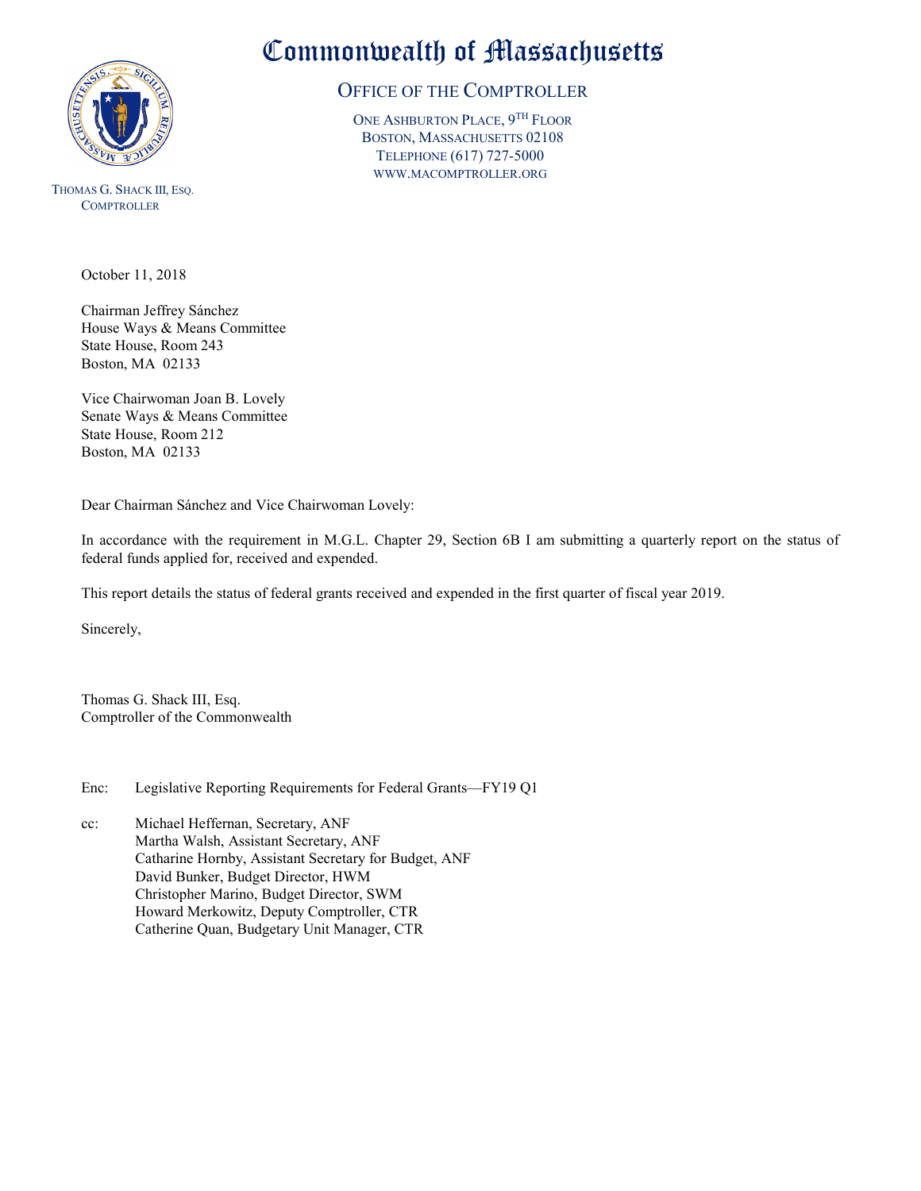# Commonwealth of Massachusetts

## Office of the Comptroller

One Ashburton Place, 9th Floor
Boston, Massachusetts 02108
Telephone (617) 727-5000
www.macomptroller.org

Thomas G. Shack III, Esq.
Comptroller

October 11, 2018

Chairman Jeffrey Sánchez
House Ways & Means Committee
State House, Room 243
Boston, MA 02133

Vice Chairwoman Joan B. Lovely
Senate Ways & Means Committee
State House, Room 212
Boston, MA 02133

Dear Chairman Sánchez and Vice Chairwoman Lovely:

In accordance with the requirement in M.G.L. Chapter 29, Section 6B I am submitting a quarterly report on the status of federal funds applied for, received and expended.

This report details the status of federal grants received and expended in the first quarter of fiscal year 2019.

Sincerely,

Thomas G. Shack III, Esq.
Comptroller of the Commonwealth

Enc: Legislative Reporting Requirements for Federal Grants—FY19 Q1

cc: Michael Heffernan, Secretary, ANF
Martha Walsh, Assistant Secretary, ANF
Catharine Hornby, Assistant Secretary for Budget, ANF
David Bunker, Budget Director, HWM
Christopher Marino, Budget Director, SWM
Howard Merkowitz, Deputy Comptroller, CTR
Catherine Quan, Budgetary Unit Manager, CTR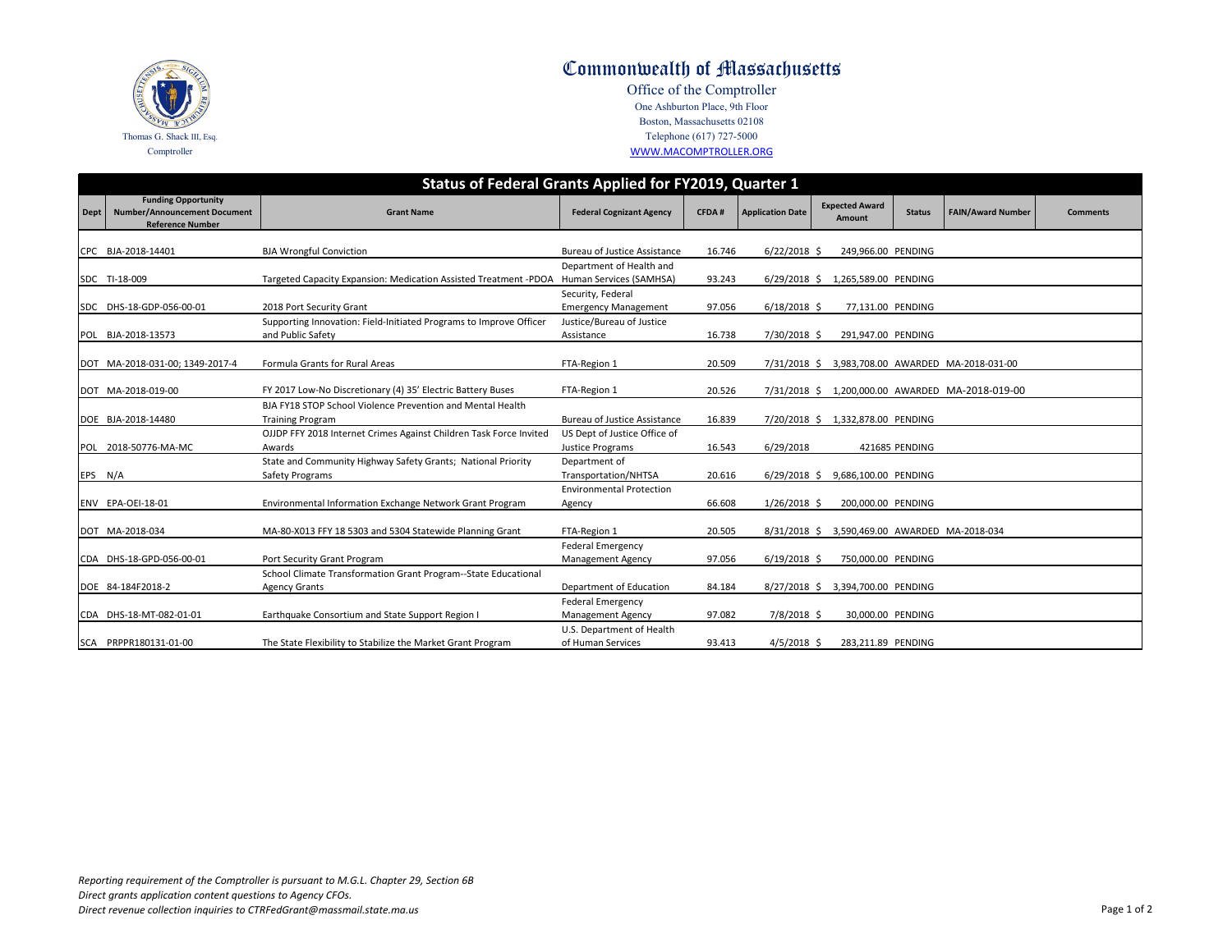# Commonwealth of Massachusetts

Office of the Comptroller
One Ashburton Place, 9th Floor
Boston, Massachusetts 02108
Telephone (617) 727-5000
WWW.MACOMPTROLLER.ORG

Thomas G. Shack III, Esq.
Comptroller

## Status of Federal Grants Applied for FY2019, Quarter 1

| Dept | Funding Opportunity Number/Announcement Document Reference Number | Grant Name | Federal Cognizant Agency | CFDA # | Application Date | Expected Award Amount | Status | FAIN/Award Number | Comments |
|---|---|---|---|---|---|---|---|---|---|
| CPC | BJA-2018-14401 | BJA Wrongful Conviction | Bureau of Justice Assistance | 16.746 | 6/22/2018 | $ 249,966.00 | PENDING | | |
| SDC | TI-18-009 | Targeted Capacity Expansion: Medication Assisted Treatment -PDOA | Department of Health and Human Services (SAMHSA) | 93.243 | 6/29/2018 | $ 1,265,589.00 | PENDING | | |
| SDC | DHS-18-GDP-056-00-01 | 2018 Port Security Grant | Security, Federal Emergency Management | 97.056 | 6/18/2018 | $ 77,131.00 | PENDING | | |
| POL | BJA-2018-13573 | Supporting Innovation: Field-Initiated Programs to Improve Officer and Public Safety | Justice/Bureau of Justice Assistance | 16.738 | 7/30/2018 | $ 291,947.00 | PENDING | | |
| DOT | MA-2018-031-00; 1349-2017-4 | Formula Grants for Rural Areas | FTA-Region 1 | 20.509 | 7/31/2018 | $ 3,983,708.00 | AWARDED | MA-2018-031-00 | |
| DOT | MA-2018-019-00 | FY 2017 Low-No Discretionary (4) 35' Electric Battery Buses | FTA-Region 1 | 20.526 | 7/31/2018 | $ 1,200,000.00 | AWARDED | MA-2018-019-00 | |
| DOE | BJA-2018-14480 | BJA FY18 STOP School Violence Prevention and Mental Health Training Program | Bureau of Justice Assistance | 16.839 | 7/20/2018 | $ 1,332,878.00 | PENDING | | |
| POL | 2018-50776-MA-MC | OJJDP FFY 2018 Internet Crimes Against Children Task Force Invited Awards | US Dept of Justice Office of Justice Programs | 16.543 | 6/29/2018 | 421685 | PENDING | | |
| EPS | N/A | State and Community Highway Safety Grants; National Priority Safety Programs | Department of Transportation/NHTSA | 20.616 | 6/29/2018 | $ 9,686,100.00 | PENDING | | |
| ENV | EPA-OEI-18-01 | Environmental Information Exchange Network Grant Program | Environmental Protection Agency | 66.608 | 1/26/2018 | $ 200,000.00 | PENDING | | |
| DOT | MA-2018-034 | MA-80-X013 FFY 18 5303 and 5304 Statewide Planning Grant | FTA-Region 1 | 20.505 | 8/31/2018 | $ 3,590,469.00 | AWARDED | MA-2018-034 | |
| CDA | DHS-18-GPD-056-00-01 | Port Security Grant Program | Federal Emergency Management Agency | 97.056 | 6/19/2018 | $ 750,000.00 | PENDING | | |
| DOE | 84-184F2018-2 | School Climate Transformation Grant Program--State Educational Agency Grants | Department of Education | 84.184 | 8/27/2018 | $ 3,394,700.00 | PENDING | | |
| CDA | DHS-18-MT-082-01-01 | Earthquake Consortium and State Support Region I | Federal Emergency Management Agency | 97.082 | 7/8/2018 | $ 30,000.00 | PENDING | | |
| SCA | PRPPR180131-01-00 | The State Flexibility to Stabilize the Market Grant Program | U.S. Department of Health of Human Services | 93.413 | 4/5/2018 | $ 283,211.89 | PENDING | | |

*Reporting requirement of the Comptroller is pursuant to M.G.L. Chapter 29, Section 6B*
*Direct grants application content questions to Agency CFOs.*
*Direct revenue collection inquiries to CTRFedGrant@massmail.state.ma.us*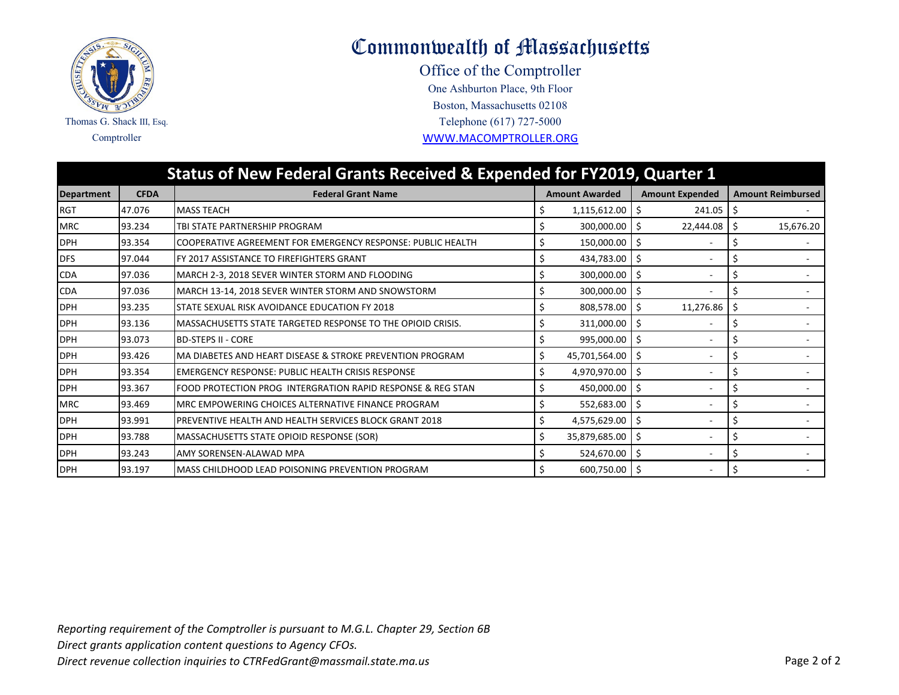# Commonwealth of Massachusetts

## Office of the Comptroller

One Ashburton Place, 9th Floor

Boston, Massachusetts 02108

Telephone (617) 727-5000

WWW.MACOMPTROLLER.ORG

Thomas G. Shack III, Esq.

Comptroller

## Status of New Federal Grants Received & Expended for FY2019, Quarter 1

| Department | CFDA | Federal Grant Name | Amount Awarded | Amount Expended | Amount Reimbursed |
|---|---|---|---|---|---|
| RGT | 47.076 | MASS TEACH | $ 1,115,612.00 | $ 241.05 | $ - |
| MRC | 93.234 | TBI STATE PARTNERSHIP PROGRAM | $ 300,000.00 | $ 22,444.08 | $ 15,676.20 |
| DPH | 93.354 | COOPERATIVE AGREEMENT FOR EMERGENCY RESPONSE: PUBLIC HEALTH | $ 150,000.00 | $ - | $ - |
| DFS | 97.044 | FY 2017 ASSISTANCE TO FIREFIGHTERS GRANT | $ 434,783.00 | $ - | $ - |
| CDA | 97.036 | MARCH 2-3, 2018 SEVER WINTER STORM AND FLOODING | $ 300,000.00 | $ - | $ - |
| CDA | 97.036 | MARCH 13-14, 2018 SEVER WINTER STORM AND SNOWSTORM | $ 300,000.00 | $ - | $ - |
| DPH | 93.235 | STATE SEXUAL RISK AVOIDANCE EDUCATION FY 2018 | $ 808,578.00 | $ 11,276.86 | $ - |
| DPH | 93.136 | MASSACHUSETTS STATE TARGETED RESPONSE TO THE OPIOID CRISIS. | $ 311,000.00 | $ - | $ - |
| DPH | 93.073 | BD-STEPS II - CORE | $ 995,000.00 | $ - | $ - |
| DPH | 93.426 | MA DIABETES AND HEART DISEASE & STROKE PREVENTION PROGRAM | $ 45,701,564.00 | $ - | $ - |
| DPH | 93.354 | EMERGENCY RESPONSE: PUBLIC HEALTH CRISIS RESPONSE | $ 4,970,970.00 | $ - | $ - |
| DPH | 93.367 | FOOD PROTECTION PROG INTERGRATION RAPID RESPONSE & REG STAN | $ 450,000.00 | $ - | $ - |
| MRC | 93.469 | MRC EMPOWERING CHOICES ALTERNATIVE FINANCE PROGRAM | $ 552,683.00 | $ - | $ - |
| DPH | 93.991 | PREVENTIVE HEALTH AND HEALTH SERVICES BLOCK GRANT 2018 | $ 4,575,629.00 | $ - | $ - |
| DPH | 93.788 | MASSACHUSETTS STATE OPIOID RESPONSE (SOR) | $ 35,879,685.00 | $ - | $ - |
| DPH | 93.243 | AMY SORENSEN-ALAWAD MPA | $ 524,670.00 | $ - | $ - |
| DPH | 93.197 | MASS CHILDHOOD LEAD POISONING PREVENTION PROGRAM | $ 600,750.00 | $ - | $ - |

*Reporting requirement of the Comptroller is pursuant to M.G.L. Chapter 29, Section 6B*

*Direct grants application content questions to Agency CFOs.*

*Direct revenue collection inquiries to CTRFedGrant@massmail.state.ma.us*